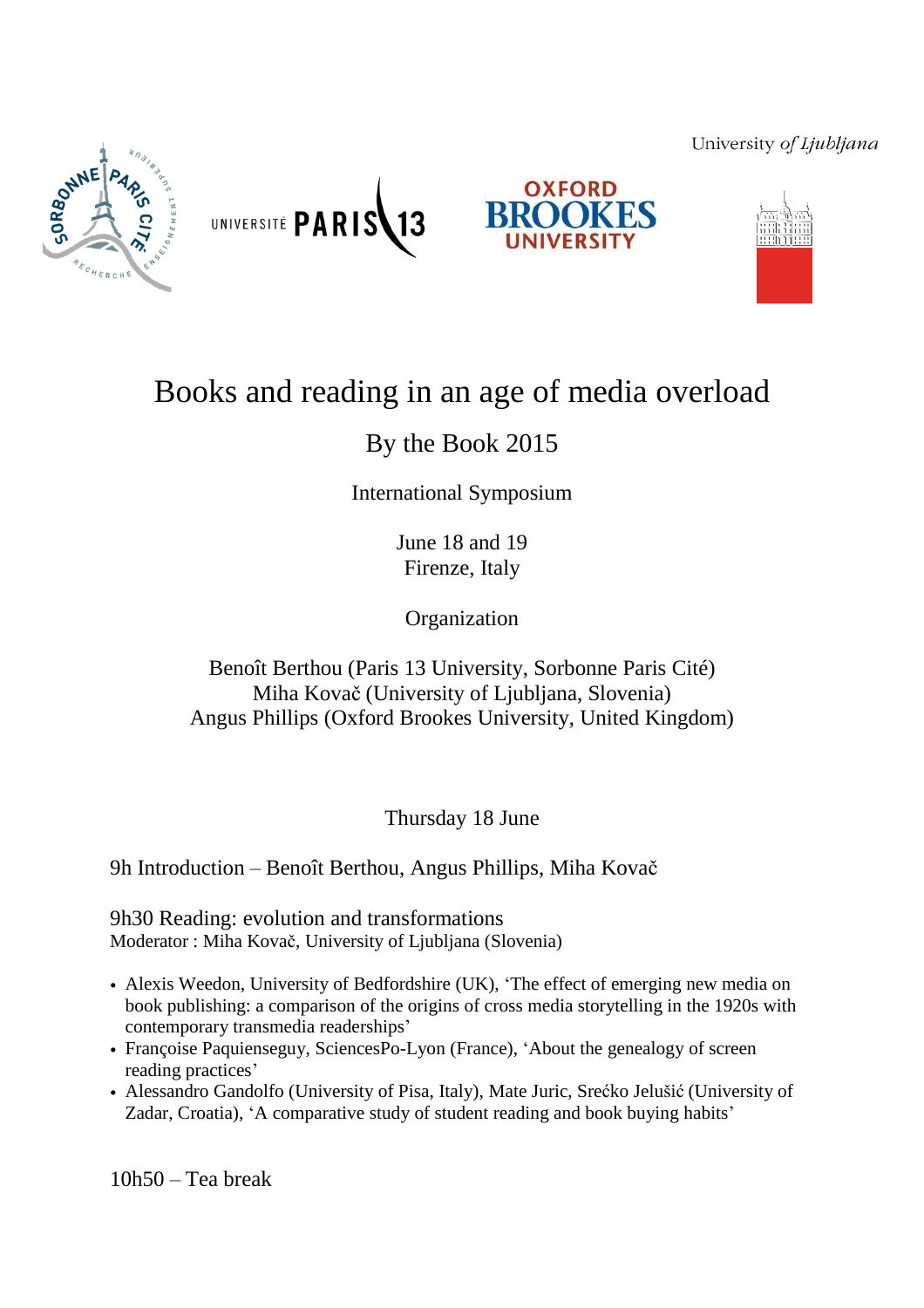University *of Ljubljana*

# Books and reading in an age of media overload

## By the Book 2015

International Symposium

June 18 and 19
Firenze, Italy

Organization

Benoît Berthou (Paris 13 University, Sorbonne Paris Cité)
Miha Kovač (University of Ljubljana, Slovenia)
Angus Phillips (Oxford Brookes University, United Kingdom)

### Thursday 18 June

9h Introduction – Benoît Berthou, Angus Phillips, Miha Kovač

9h30 Reading: evolution and transformations
Moderator : Miha Kovač, University of Ljubljana (Slovenia)

- Alexis Weedon, University of Bedfordshire (UK), 'The effect of emerging new media on book publishing: a comparison of the origins of cross media storytelling in the 1920s with contemporary transmedia readerships'
- Françoise Paquienseguy, SciencesPo-Lyon (France), 'About the genealogy of screen reading practices'
- Alessandro Gandolfo (University of Pisa, Italy), Mate Juric, Srećko Jelušić (University of Zadar, Croatia), 'A comparative study of student reading and book buying habits'

10h50 – Tea break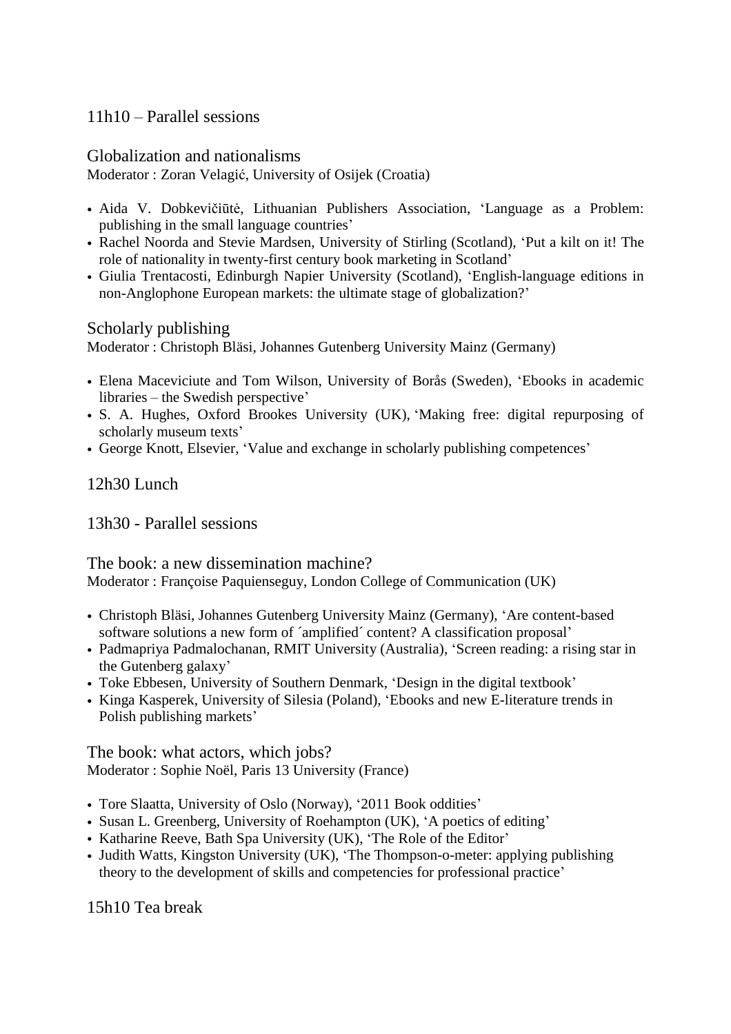## 11h10 – Parallel sessions

### Globalization and nationalisms

Moderator : Zoran Velagić, University of Osijek (Croatia)

- Aida V. Dobkevičiūtė, Lithuanian Publishers Association, 'Language as a Problem: publishing in the small language countries'
- Rachel Noorda and Stevie Mardsen, University of Stirling (Scotland), 'Put a kilt on it! The role of nationality in twenty-first century book marketing in Scotland'
- Giulia Trentacosti, Edinburgh Napier University (Scotland), 'English-language editions in non-Anglophone European markets: the ultimate stage of globalization?'

### Scholarly publishing

Moderator : Christoph Bläsi, Johannes Gutenberg University Mainz (Germany)

- Elena Maceviciute and Tom Wilson, University of Borås (Sweden), 'Ebooks in academic libraries – the Swedish perspective'
- S. A. Hughes, Oxford Brookes University (UK), 'Making free: digital repurposing of scholarly museum texts'
- George Knott, Elsevier, 'Value and exchange in scholarly publishing competences'

## 12h30 Lunch

## 13h30 - Parallel sessions

### The book: a new dissemination machine?

Moderator : Françoise Paquienseguy, London College of Communication (UK)

- Christoph Bläsi, Johannes Gutenberg University Mainz (Germany), 'Are content-based software solutions a new form of ´amplified´ content? A classification proposal'
- Padmapriya Padmalochanan, RMIT University (Australia), 'Screen reading: a rising star in the Gutenberg galaxy'
- Toke Ebbesen, University of Southern Denmark, 'Design in the digital textbook'
- Kinga Kasperek, University of Silesia (Poland), 'Ebooks and new E-literature trends in Polish publishing markets'

### The book: what actors, which jobs?

Moderator : Sophie Noël, Paris 13 University (France)

- Tore Slaatta, University of Oslo (Norway), '2011 Book oddities'
- Susan L. Greenberg, University of Roehampton (UK), 'A poetics of editing'
- Katharine Reeve, Bath Spa University (UK), 'The Role of the Editor'
- Judith Watts, Kingston University (UK), 'The Thompson-o-meter: applying publishing theory to the development of skills and competencies for professional practice'

## 15h10 Tea break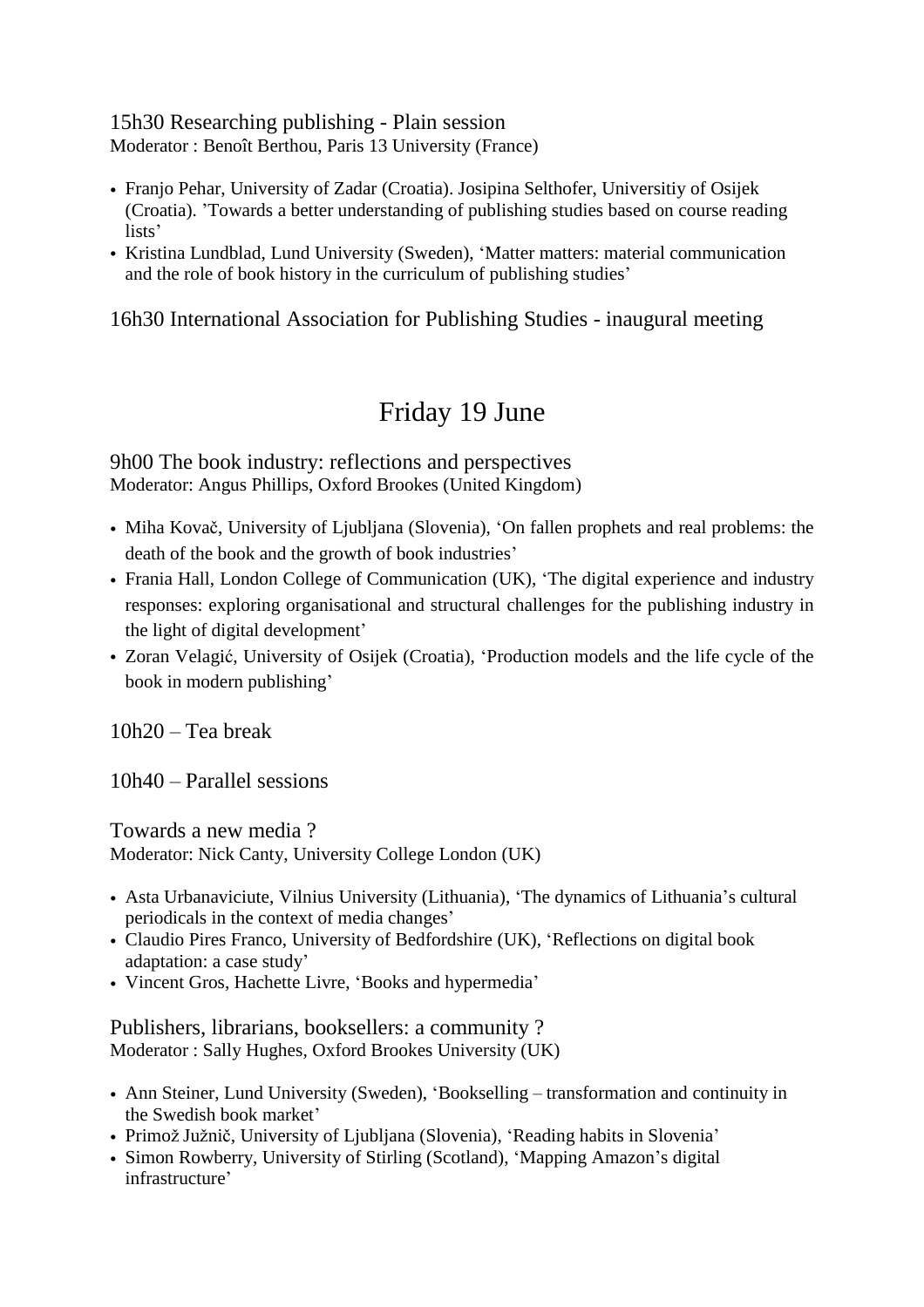15h30 Researching publishing - Plain session
Moderator : Benoît Berthou, Paris 13 University (France)

- Franjo Pehar, University of Zadar (Croatia). Josipina Selthofer, Universitiy of Osijek (Croatia). 'Towards a better understanding of publishing studies based on course reading lists'
- Kristina Lundblad, Lund University (Sweden), 'Matter matters: material communication and the role of book history in the curriculum of publishing studies'

16h30 International Association for Publishing Studies - inaugural meeting

# Friday 19 June

9h00 The book industry: reflections and perspectives
Moderator: Angus Phillips, Oxford Brookes (United Kingdom)

- Miha Kovač, University of Ljubljana (Slovenia), 'On fallen prophets and real problems: the death of the book and the growth of book industries'
- Frania Hall, London College of Communication (UK), 'The digital experience and industry responses: exploring organisational and structural challenges for the publishing industry in the light of digital development'
- Zoran Velagić, University of Osijek (Croatia), 'Production models and the life cycle of the book in modern publishing'

10h20 – Tea break

10h40 – Parallel sessions

Towards a new media ?
Moderator: Nick Canty, University College London (UK)

- Asta Urbanaviciute, Vilnius University (Lithuania), 'The dynamics of Lithuania's cultural periodicals in the context of media changes'
- Claudio Pires Franco, University of Bedfordshire (UK), 'Reflections on digital book adaptation: a case study'
- Vincent Gros, Hachette Livre, 'Books and hypermedia'

Publishers, librarians, booksellers: a community ?
Moderator : Sally Hughes, Oxford Brookes University (UK)

- Ann Steiner, Lund University (Sweden), 'Bookselling – transformation and continuity in the Swedish book market'
- Primož Južnič, University of Ljubljana (Slovenia), 'Reading habits in Slovenia'
- Simon Rowberry, University of Stirling (Scotland), 'Mapping Amazon's digital infrastructure'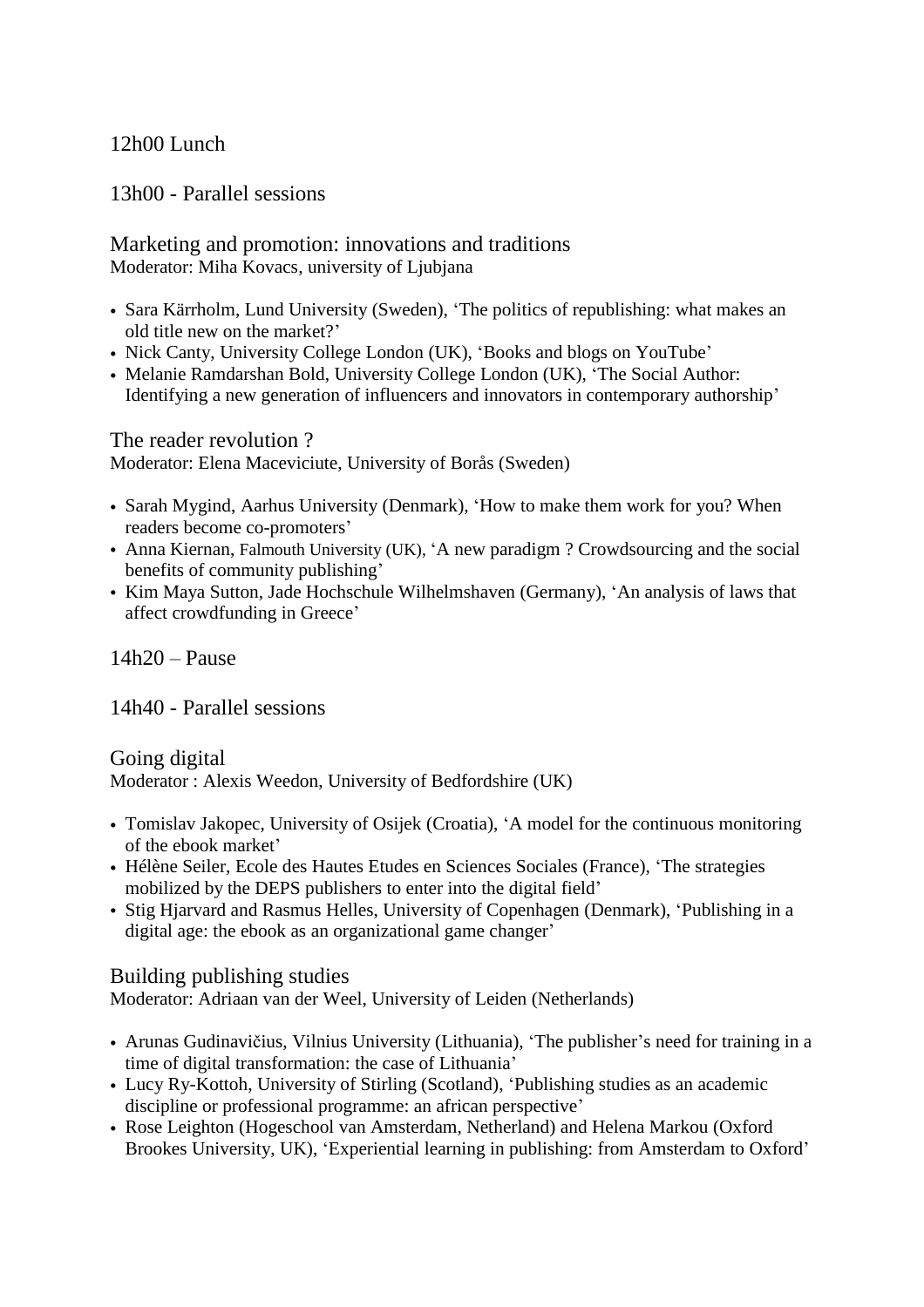12h00 Lunch

13h00 - Parallel sessions

## Marketing and promotion: innovations and traditions

Moderator: Miha Kovacs, university of Ljubjana

- Sara Kärrholm, Lund University (Sweden), 'The politics of republishing: what makes an old title new on the market?'
- Nick Canty, University College London (UK), 'Books and blogs on YouTube'
- Melanie Ramdarshan Bold, University College London (UK), 'The Social Author: Identifying a new generation of influencers and innovators in contemporary authorship'

## The reader revolution ?

Moderator: Elena Maceviciute, University of Borås (Sweden)

- Sarah Mygind, Aarhus University (Denmark), 'How to make them work for you? When readers become co-promoters'
- Anna Kiernan, Falmouth University (UK), 'A new paradigm ? Crowdsourcing and the social benefits of community publishing'
- Kim Maya Sutton, Jade Hochschule Wilhelmshaven (Germany), 'An analysis of laws that affect crowdfunding in Greece'

14h20 – Pause

14h40 - Parallel sessions

## Going digital

Moderator : Alexis Weedon, University of Bedfordshire (UK)

- Tomislav Jakopec, University of Osijek (Croatia), 'A model for the continuous monitoring of the ebook market'
- Hélène Seiler, Ecole des Hautes Etudes en Sciences Sociales (France), 'The strategies mobilized by the DEPS publishers to enter into the digital field'
- Stig Hjarvard and Rasmus Helles, University of Copenhagen (Denmark), 'Publishing in a digital age: the ebook as an organizational game changer'

## Building publishing studies

Moderator: Adriaan van der Weel, University of Leiden (Netherlands)

- Arunas Gudinavičius, Vilnius University (Lithuania), 'The publisher's need for training in a time of digital transformation: the case of Lithuania'
- Lucy Ry-Kottoh, University of Stirling (Scotland), 'Publishing studies as an academic discipline or professional programme: an african perspective'
- Rose Leighton (Hogeschool van Amsterdam, Netherland) and Helena Markou (Oxford Brookes University, UK), 'Experiential learning in publishing: from Amsterdam to Oxford'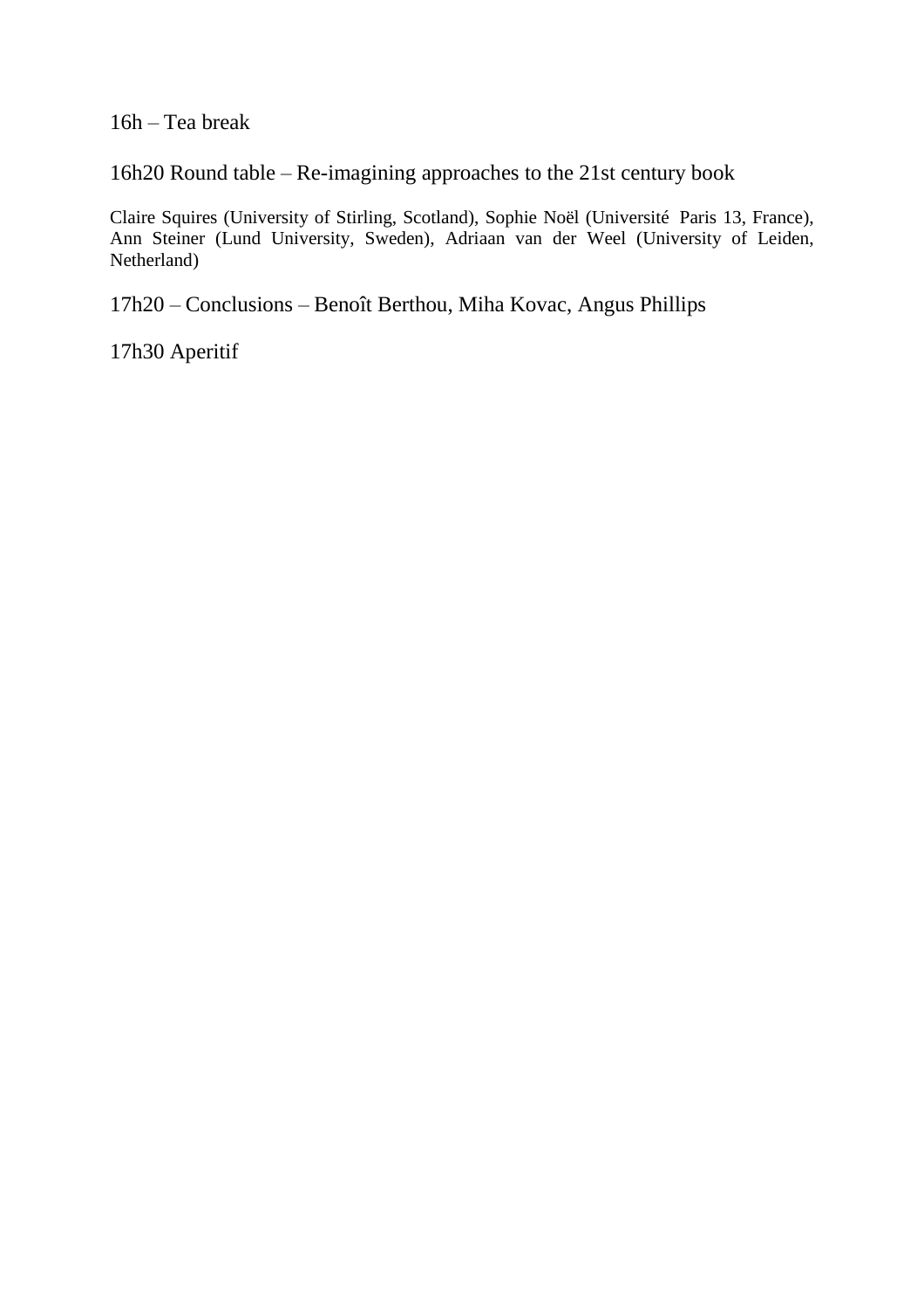16h – Tea break

16h20 Round table – Re-imagining approaches to the 21st century book

Claire Squires (University of Stirling, Scotland), Sophie Noël (Université Paris 13, France), Ann Steiner (Lund University, Sweden), Adriaan van der Weel (University of Leiden, Netherland)

17h20 – Conclusions – Benoît Berthou, Miha Kovac, Angus Phillips

17h30 Aperitif